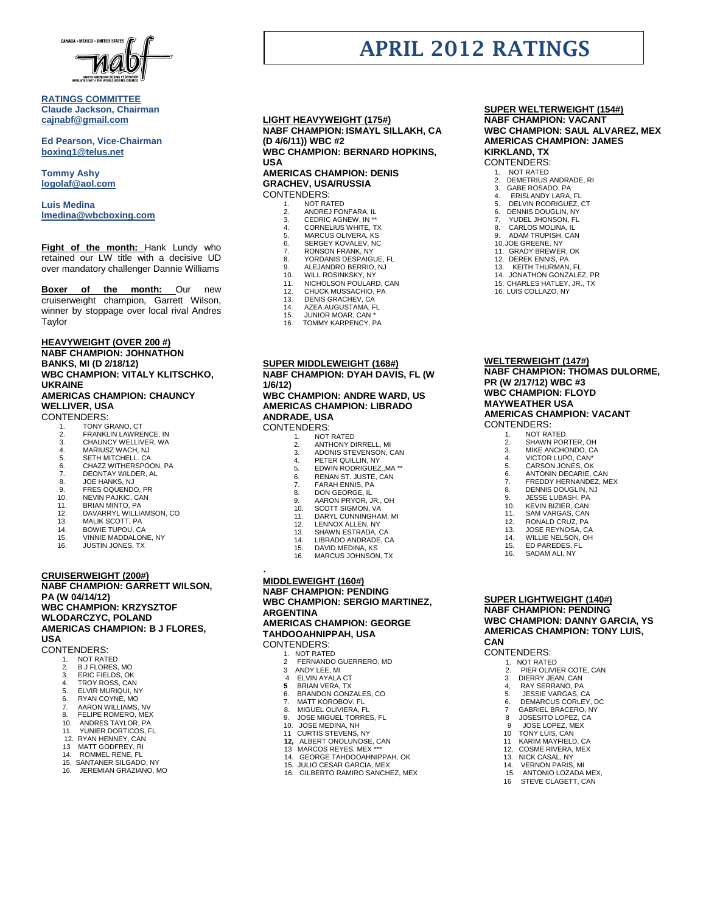# APRIL 2012 RATINGS

**RATINGS COMMITTEE**
**Claude Jackson, Chairman**
**cajnabf@gmail.com**

**Ed Pearson, Vice-Chairman**
**boxing1@telus.net**

**Tommy Ashy**
**logolaf@aol.com**

**Luis Medina**
**lmedina@wbcboxing.com**

**Fight of the month:** Hank Lundy who retained our LW title with a decisive UD over mandatory challenger Dannie Williams

**Boxer of the month:** Our new cruiserweight champion, Garrett Wilson, winner by stoppage over local rival Andres Taylor

## HEAVYWEIGHT (OVER 200 #)

**NABF CHAMPION: JOHNATHON BANKS, MI (D 2/18/12)**
**WBC CHAMPION: VITALY KLITSCHKO, UKRAINE**
**AMERICAS CHAMPION: CHAUNCY WELLIVER, USA**

CONTENDERS:

1. TONY GRANO, CT
2. FRANKLIN LAWRENCE, IN
3. CHAUNCY WELLIVER, WA
4. MARIUSZ WACH, NJ
5. SETH MITCHELL. CA
6. CHAZZ WITHERSPOON, PA
7. DEONTAY WILDER, AL
8. JOE HANKS, NJ
9. FRES OQUENDO, PR
10. NEVIN PAJKIC, CAN
11. BRIAN MINTO, PA
12. DAVARRYL WILLIAMSON, CO
13. MALIK SCOTT, PA
14. BOWIE TUPOU, CA
15. VINNIE MADDALONE, NY
16. JUSTIN JONES, TX

## CRUISERWEIGHT (200#)

**NABF CHAMPION: GARRETT WILSON, PA (W 04/14/12)**
**WBC CHAMPION: KRZYSZTOF WLODARCZYC, POLAND**
**AMERICAS CHAMPION: B J FLORES, USA**

CONTENDERS:

1. NOT RATED
2. B J FLORES, MO
3. ERIC FIELDS, OK
4. TROY ROSS, CAN
5. ELVIR MURIQUI, NY
6. RYAN COYNE, MO
7. AARON WILLIAMS, NV
8. FELIPE ROMERO, MEX
10. ANDRES TAYLOR, PA
11. YUNIER DORTICOS, FL
12. RYAN HENNEY, CAN
13. MATT GODFREY, RI
14. ROMMEL RENE, FL
15. SANTANER SILGADO, NY
16. JEREMIAN GRAZIANO, MO

## LIGHT HEAVYWEIGHT (175#)

**NABF CHAMPION: ISMAYL SILLAKH, CA (D 4/6/11)) WBC #2**
**WBC CHAMPION: BERNARD HOPKINS, USA**
**AMERICAS CHAMPION: DENIS GRACHEV, USA/RUSSIA**

CONTENDERS:

1. NOT RATED
2. ANDREJ FONFARA, IL
3. CEDRIC AGNEW, IN **
4. CORNELIUS WHITE, TX
5. MARCUS OLIVERA, KS
6. SERGEY KOVALEV, NC
7. RONSON FRANK, NY
8. YORDANIS DESPAIGUE, FL
9. ALEJANDRO BERRIO, NJ
10. WILL ROSINKSKY, NY
11. NICHOLSON POULARD, CAN
12. CHUCK MUSSACHIO, PA
13. DENIS GRACHEV, CA
14. AZEA AUGUSTAMA, FL
15. JUNIOR MOAR, CAN *
16. TOMMY KARPENCY, PA

## SUPER MIDDLEWEIGHT (168#)

**NABF CHAMPION: DYAH DAVIS, FL (W 1/6/12)**
**WBC CHAMPION: ANDRE WARD, US**
**AMERICAS CHAMPION: LIBRADO ANDRADE, USA**

CONTENDERS:

1. NOT RATED
2. ANTHONY DIRRELL, MI
3. ADONIS STEVENSON, CAN
4. PETER QUILLIN, NY
5. EDWIN RODRIGUEZ,,MA **
6. RENAN ST. JUSTE, CAN
7. FARAH ENNIS, PA
8. DON GEORGE, IL
9. AARON PRYOR, JR., OH
10. SCOTT SIGMON, VA
11. DARYL CUNNINGHAM, MI
12. LENNOX ALLEN, NY
13. SHAWN ESTRADA, CA
14. LIBRADO ANDRADE, CA
15. DAVID MEDINA, KS
16. MARCUS JOHNSON, TX

## MIDDLEWEIGHT (160#)

**NABF CHAMPION: PENDING**
**WBC CHAMPION: SERGIO MARTINEZ, ARGENTINA**
**AMERICAS CHAMPION: GEORGE TAHDOOAHNIPPAH, USA**

CONTENDERS:

1. NOT RATED
2. FERNANDO GUERRERO, MD
3. ANDY LEE, MI
4. ELVIN AYALA CT
5. BRIAN VERA, TX
6. BRANDON GONZALES, CO
7. MATT KOROBOV, FL
8. MIGUEL OLIVIERA, FL
9. JOSE MIGUEL TORRES, FL
10. JOSE MEDINA, NH
11. CURTIS STEVENS, NY
12. ALBERT ONOLUNOSE, CAN
13. MARCOS REYES, MEX ***
14. GEORGE TAHDOOAHNIPPAH, OK
15. JULIO CESAR GARCIA, MEX
16. GILBERTO RAMIRO SANCHEZ, MEX

## SUPER WELTERWEIGHT (154#)

**NABF CHAMPION: VACANT**
**WBC CHAMPION: SAUL ALVAREZ, MEX**
**AMERICAS CHAMPION: JAMES KIRKLAND, TX**

CONTENDERS:

1. NOT RATED
2. DEMETRIUS ANDRADE, RI
3. GABE ROSADO, PA
4. ERISLANDY LARA, FL
5. DELVIN RODRIGUEZ, CT
6. DENNIS DOUGLIN, NY
7. YUDEL JHONSON, FL
8. CARLOS MOLINA, IL
9. ADAM TRUPISH. CAN
10. JOE GREENE, NY
11. GRADY BREWER, OK
12. DEREK ENNIS, PA
13. KEITH THURMAN, FL
14. JONATHON GONZALEZ, PR
15. CHARLES HATLEY, JR., TX
16. LUIS COLLAZO, NY

## WELTERWEIGHT (147#)

**NABF CHAMPION: THOMAS DULORME, PR (W 2/17/12) WBC #3**
**WBC CHAMPION: FLOYD MAYWEATHER USA**
**AMERICAS CHAMPION: VACANT**

CONTENDERS:

1. NOT RATED
2. SHAWN PORTER, OH
3. MIKE ANCHONDO, CA
4. VICTOR LUPO, CAN*
5. CARSON JONES, OK
6. ANTONIN DECARIE, CAN
7. FREDDY HERNANDEZ, MEX
8. DENNIS DOUGLIN, NJ
9. JESSE LUBASH, PA
10. KEVIN BIZIER, CAN
11. SAM VARGAS, CAN
12. RONALD CRUZ, PA
13. JOSE REYNOSA, CA
14. WILLIE NELSON, OH
15. ED PAREDES, FL
16. SADAM ALI, NY

## SUPER LIGHTWEIGHT (140#)

**NABF CHAMPION: PENDING**
**WBC CHAMPION: DANNY GARCIA, YS**
**AMERICAS CHAMPION: TONY LUIS, CAN**

CONTENDERS:

1. NOT RATED
2. PIER OLIVIER COTE, CAN
3. DIERRY JEAN, CAN
4. RAY SERRANO, PA
5. JESSIE VARGAS, CA
6. DEMARCUS CORLEY, DC
7. GABRIEL BRACERO, NY
8. JOSESITO LOPEZ, CA
9. JOSE LOPEZ, MEX
10. TONY LUIS, CAN
11. KARIM MAYFIELD, CA
12. COSME RIVERA, MEX
13. NICK CASAL, NY
14. VERNON PARIS, MI
15. ANTONIO LOZADA MEX,
16. STEVE CLAGETT, CAN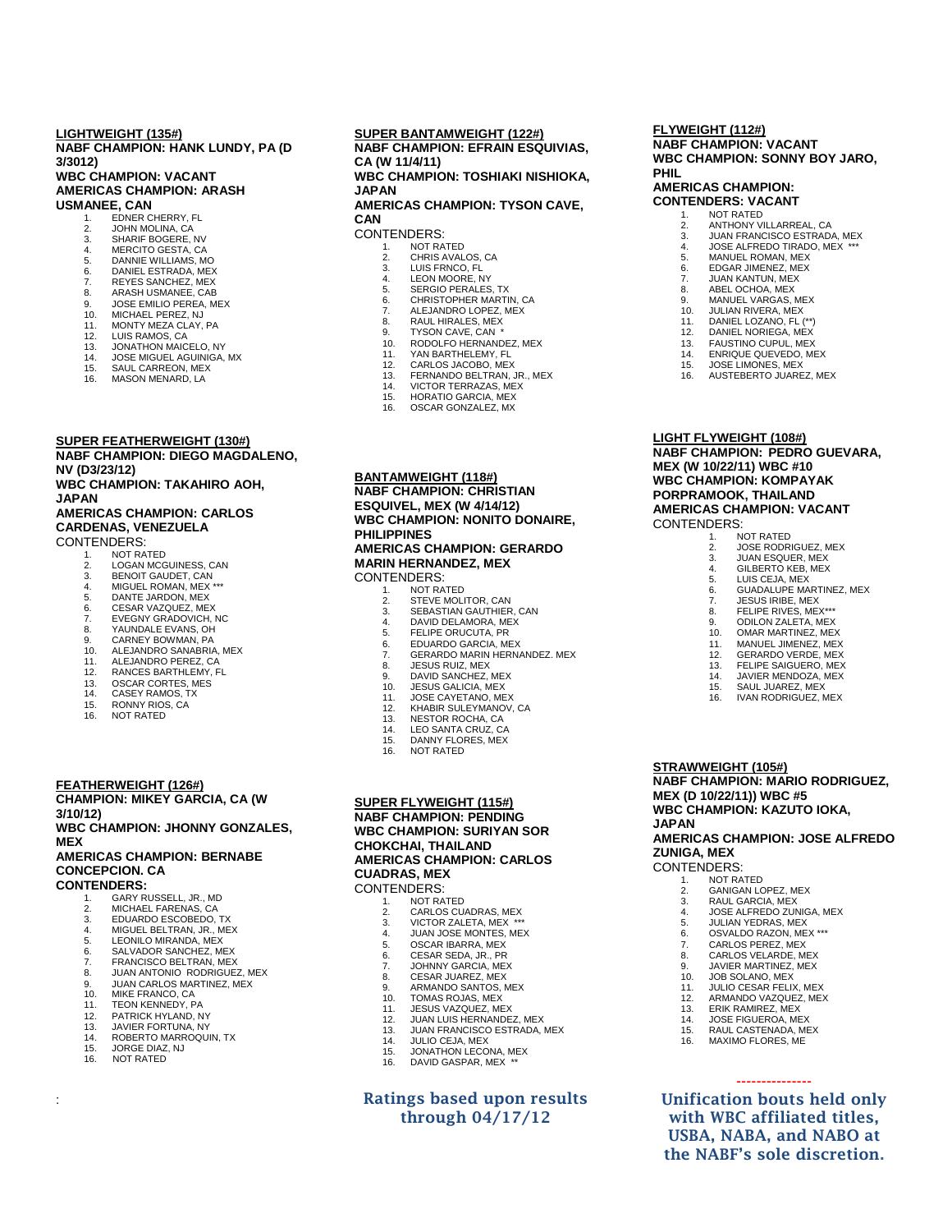## LIGHTWEIGHT (135#)

**NABF CHAMPION: HANK LUNDY, PA (D 3/3012)**
**WBC CHAMPION: VACANT**
**AMERICAS CHAMPION: ARASH USMANEE, CAN**

1. EDNER CHERRY, FL
2. JOHN MOLINA, CA
3. SHARIF BOGERE, NV
4. MERCITO GESTA, CA
5. DANNIE WILLIAMS, MO
6. DANIEL ESTRADA, MEX
7. REYES SANCHEZ, MEX
8. ARASH USMANEE, CAB
9. JOSE EMILIO PEREA, MEX
10. MICHAEL PEREZ, NJ
11. MONTY MEZA CLAY, PA
12. LUIS RAMOS, CA
13. JONATHON MAICELO, NY
14. JOSE MIGUEL AGUINIGA, MX
15. SAUL CARREON, MEX
16. MASON MENARD, LA

## SUPER FEATHERWEIGHT (130#)

**NABF CHAMPION: DIEGO MAGDALENO, NV (D3/23/12)**
**WBC CHAMPION: TAKAHIRO AOH, JAPAN**
**AMERICAS CHAMPION: CARLOS CARDENAS, VENEZUELA**

CONTENDERS:

1. NOT RATED
2. LOGAN MCGUINESS, CAN
3. BENOIT GAUDET, CAN
4. MIGUEL ROMAN, MEX ***
5. DANTE JARDON, MEX
6. CESAR VAZQUEZ, MEX
7. EVEGNY GRADOVICH, NC
8. YAUNDALE EVANS, OH
9. CARNEY BOWMAN, PA
10. ALEJANDRO SANABRIA, MEX
11. ALEJANDRO PEREZ, CA
12. RANCES BARTHLEMY, FL
13. OSCAR CORTES, MES
14. CASEY RAMOS, TX
15. RONNY RIOS, CA
16. NOT RATED

## FEATHERWEIGHT (126#)

**CHAMPION: MIKEY GARCIA, CA (W 3/10/12)**
**WBC CHAMPION: JHONNY GONZALES, MEX**
**AMERICAS CHAMPION: BERNABE CONCEPCION. CA**
**CONTENDERS:**

1. GARY RUSSELL, JR., MD
2. MICHAEL FARENAS, CA
3. EDUARDO ESCOBEDO, TX
4. MIGUEL BELTRAN, JR., MEX
5. LEONILO MIRANDA, MEX
6. SALVADOR SANCHEZ, MEX
7. FRANCISCO BELTRAN, MEX
8. JUAN ANTONIO RODRIGUEZ, MEX
9. JUAN CARLOS MARTINEZ, MEX
10. MIKE FRANCO, CA
11. TEON KENNEDY, PA
12. PATRICK HYLAND, NY
13. JAVIER FORTUNA, NY
14. ROBERTO MARROQUIN, TX
15. JORGE DIAZ, NJ
16. NOT RATED

## SUPER BANTAMWEIGHT (122#)

**NABF CHAMPION: EFRAIN ESQUIVIAS, CA (W 11/4/11)**
**WBC CHAMPION: TOSHIAKI NISHIOKA, JAPAN**
**AMERICAS CHAMPION: TYSON CAVE, CAN**

CONTENDERS:

1. NOT RATED
2. CHRIS AVALOS, CA
3. LUIS FRNCO, FL
4. LEON MOORE, NY
5. SERGIO PERALES, TX
6. CHRISTOPHER MARTIN, CA
7. ALEJANDRO LOPEZ, MEX
8. RAUL HIRALES, MEX
9. TYSON CAVE, CAN *
10. RODOLFO HERNANDEZ, MEX
11. YAN BARTHELEMY, FL
12. CARLOS JACOBO, MEX
13. FERNANDO BELTRAN, JR., MEX
14. VICTOR TERRAZAS, MEX
15. HORATIO GARCIA, MEX
16. OSCAR GONZALEZ, MX

## BANTAMWEIGHT (118#)

**NABF CHAMPION: CHRISTIAN ESQUIVEL, MEX (W 4/14/12)**
**WBC CHAMPION: NONITO DONAIRE, PHILIPINES**
**AMERICAS CHAMPION: GERARDO MARIN HERNANDEZ, MEX**

CONTENDERS:

1. NOT RATED
2. STEVE MOLITOR, CAN
3. SEBASTIAN GAUTHIER, CAN
4. DAVID DELAMORA, MEX
5. FELIPE ORUCUTA, PR
6. EDUARDO GARCIA, MEX
7. GERARDO MARIN HERNANDEZ. MEX
8. JESUS RUIZ, MEX
9. DAVID SANCHEZ, MEX
10. JESUS GALICIA, MEX
11. JOSE CAYETANO, MEX
12. KHABIR SULEYMANOV, CA
13. NESTOR ROCHA, CA
14. LEO SANTA CRUZ, CA
15. DANNY FLORES, MEX
16. NOT RATED

## SUPER FLYWEIGHT (115#)

**NABF CHAMPION: PENDING**
**WBC CHAMPION: SURIYAN SOR CHOKCHAI, THAILAND**
**AMERICAS CHAMPION: CARLOS CUADRAS, MEX**

CONTENDERS:

1. NOT RATED
2. CARLOS CUADRAS, MEX
3. VICTOR ZALETA, MEX ***
4. JUAN JOSE MONTES, MEX
5. OSCAR IBARRA, MEX
6. CESAR SEDA, JR., PR
7. JOHNNY GARCIA, MEX
8. CESAR JUAREZ, MEX
9. ARMANDO SANTOS, MEX
10. TOMAS ROJAS, MEX
11. JESUS VAZQUEZ, MEX
12. JUAN LUIS HERNANDEZ, MEX
13. JUAN FRANCISCO ESTRADA, MEX
14. JULIO CEJA, MEX
15. JONATHON LECONA, MEX
16. DAVID GASPAR, MEX **

**Ratings based upon results through 04/17/12**

## FLYWEIGHT (112#)

**NABF CHAMPION: VACANT**
**WBC CHAMPION: SONNY BOY JARO, PHIL**
**AMERICAS CHAMPION:**
**CONTENDERS: VACANT**

1. NOT RATED
2. ANTHONY VILLARREAL, CA
3. JUAN FRANCISCO ESTRADA, MEX
4. JOSE ALFREDO TIRADO, MEX ***
5. MANUEL ROMAN, MEX
6. EDGAR JIMENEZ, MEX
7. JUAN KANTUN, MEX
8. ABEL OCHOA, MEX
9. MANUEL VARGAS, MEX
10. JULIAN RIVERA, MEX
11. DANIEL LOZANO, FL (**)
12. DANIEL NORIEGA, MEX
13. FAUSTINO CUPUL, MEX
14. ENRIQUE QUEVEDO, MEX
15. JOSE LIMONES, MEX
16. AUSTEBERTO JUAREZ, MEX

## LIGHT FLYWEIGHT (108#)

**NABF CHAMPION: PEDRO GUEVARA, MEX (W 10/22/11) WBC #10**
**WBC CHAMPION: KOMPAYAK PORPRAMOOK, THAILAND**
**AMERICAS CHAMPION: VACANT**

CONTENDERS:

1. NOT RATED
2. JOSE RODRIGUEZ, MEX
3. JUAN ESQUER, MEX
4. GILBERTO KEB, MEX
5. LUIS CEJA, MEX
6. GUADALUPE MARTINEZ, MEX
7. JESUS IRIBE, MEX
8. FELIPE RIVES, MEX***
9. ODILON ZALETA, MEX
10. OMAR MARTINEZ, MEX
11. MANUEL JIMENEZ, MEX
12. GERARDO VERDE, MEX
13. FELIPE SAIGUERO, MEX
14. JAVIER MENDOZA, MEX
15. SAUL JUAREZ, MEX
16. IVAN RODRIGUEZ, MEX

## STRAWWEIGHT (105#)

**NABF CHAMPION: MARIO RODRIGUEZ, MEX (D 10/22/11)) WBC #5**
**WBC CHAMPION: KAZUTO IOKA, JAPAN**
**AMERICAS CHAMPION: JOSE ALFREDO ZUNIGA, MEX**

CONTENDERS:

1. NOT RATED
2. GANIGAN LOPEZ, MEX
3. RAUL GARCIA, MEX
4. JOSE ALFREDO ZUNIGA, MEX
5. JULIAN YEDRAS, MEX
6. OSVALDO RAZON, MEX ***
7. CARLOS PEREZ, MEX
8. CARLOS VELARDE, MEX
9. JAVIER MARTINEZ, MEX
10. JOB SOLANO, MEX
11. JULIO CESAR FELIX, MEX
12. ARMANDO VAZQUEZ, MEX
13. ERIK RAMIREZ, MEX
14. JOSE FIGUEROA, MEX
15. RAUL CASTENADA, MEX
16. MAXIMO FLORES, ME

---------------

**Unification bouts held only with WBC affiliated titles, USBA, NABA, and NABO at the NABF's sole discretion.**